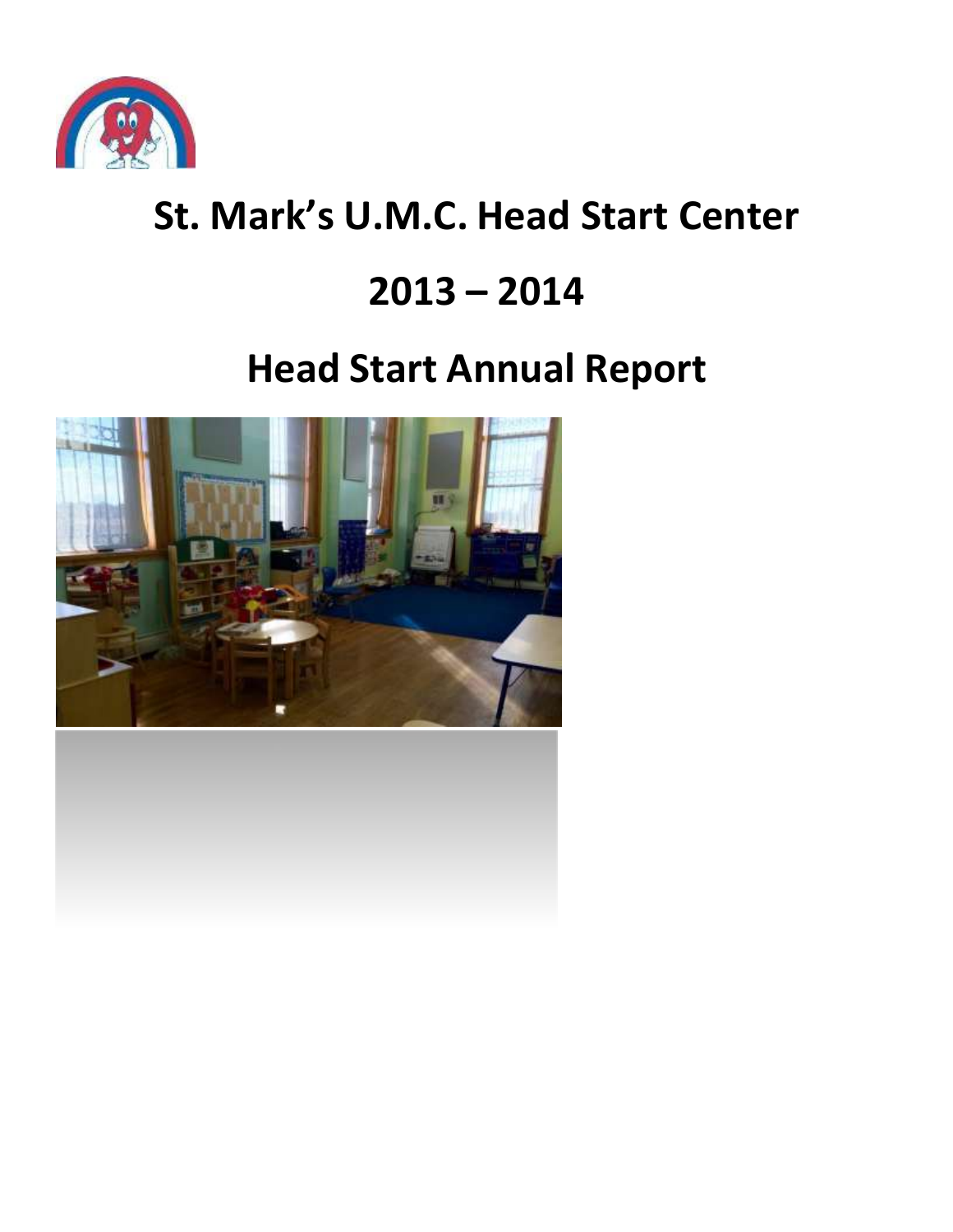# St. Mark's U.M.C. Head Start Center

# 2013 – 2014

# Head Start Annual Report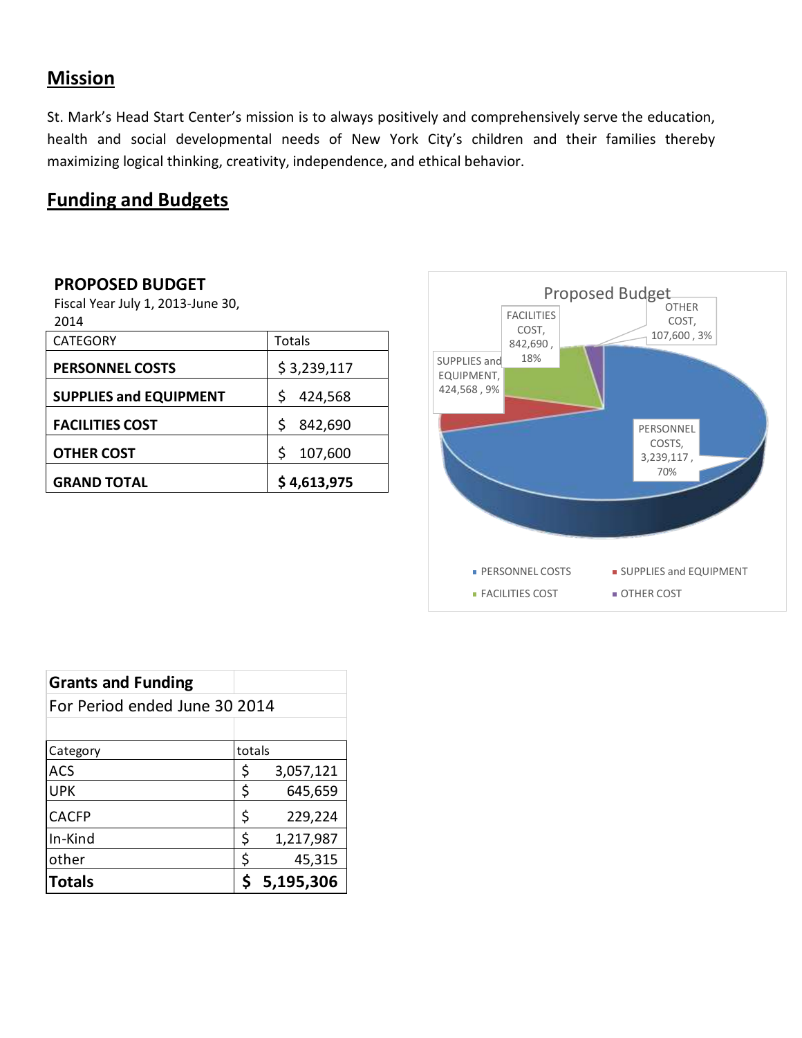## Mission

St. Mark's Head Start Center's mission is to always positively and comprehensively serve the education, health and social developmental needs of New York City's children and their families thereby maximizing logical thinking, creativity, independence, and ethical behavior.

## Funding and Budgets

**PROPOSED BUDGET**
Fiscal Year July 1, 2013-June 30, 2014

| CATEGORY | Totals |
|---|---|
| **PERSONNEL COSTS** | $ 3,239,117 |
| **SUPPLIES and EQUIPMENT** | $ 424,568 |
| **FACILITIES COST** | $ 842,690 |
| **OTHER COST** | $ 107,600 |
| **GRAND TOTAL** | **$ 4,613,975** |

Proposed Budget

- PERSONNEL COSTS, 3,239,117, 70%
- SUPPLIES and EQUIPMENT, 424,568, 9%
- FACILITIES COST, 842,690, 18%
- OTHER COST, 107,600, 3%

| Grants and Funding | |
|---|---|
| For Period ended June 30 2014 | |
| | |
| Category | totals |
| ACS | $ 3,057,121 |
| UPK | $ 645,659 |
| CACFP | $ 229,224 |
| In-Kind | $ 1,217,987 |
| other | $ 45,315 |
| **Totals** | **$ 5,195,306** |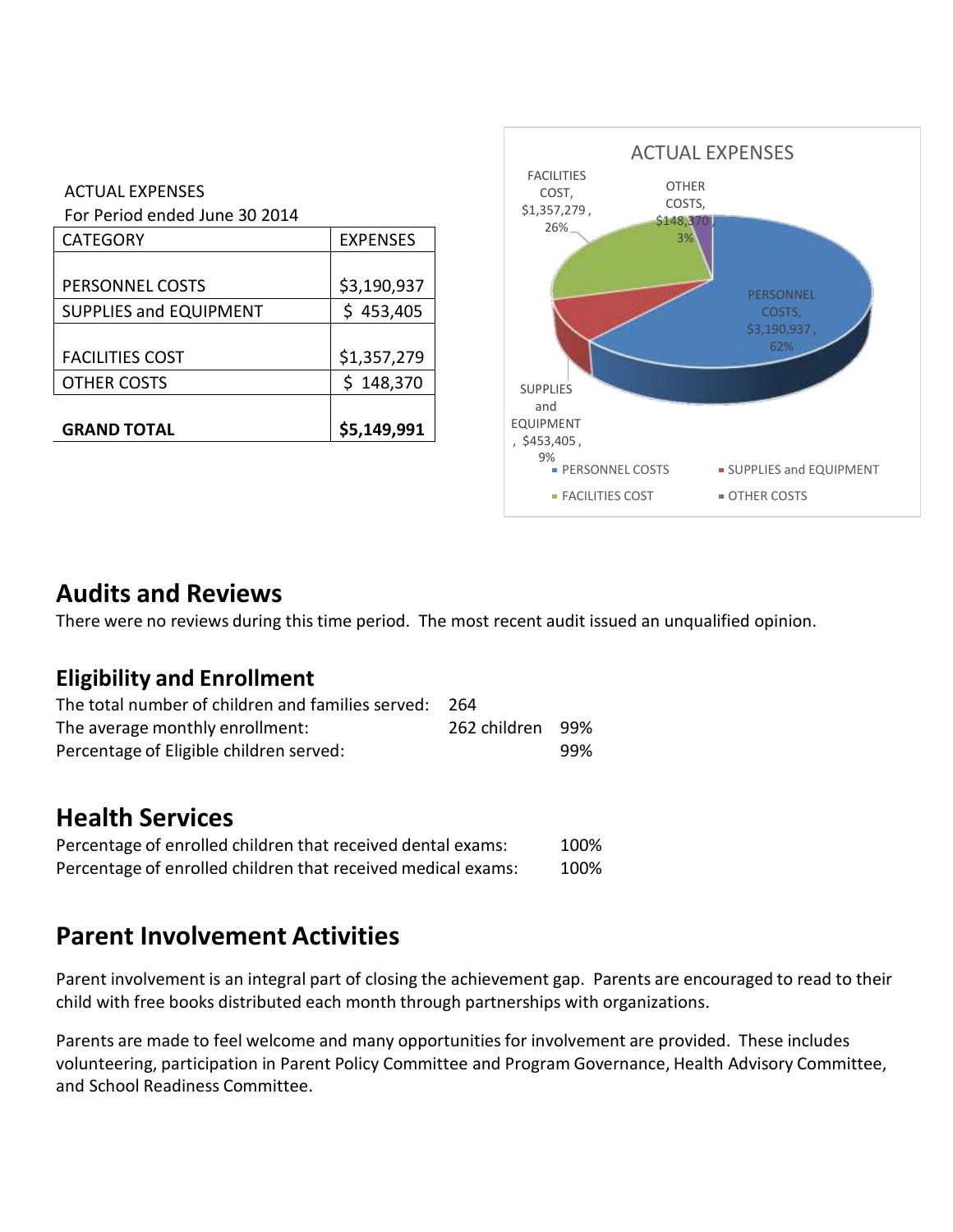ACTUAL EXPENSES
For Period ended June 30 2014

| CATEGORY | EXPENSES |
|---|---|
| PERSONNEL COSTS | $3,190,937 |
| SUPPLIES and EQUIPMENT | $ 453,405 |
| FACILITIES COST | $1,357,279 |
| OTHER COSTS | $ 148,370 |
| **GRAND TOTAL** | **$5,149,991** |

ACTUAL EXPENSES

FACILITIES COST, $1,357,279, 26%
OTHER COSTS, $148,370, 3%
PERSONNEL COSTS, $3,190,937, 62%
SUPPLIES and EQUIPMENT, $453,405, 9%

- PERSONNEL COSTS
- SUPPLIES and EQUIPMENT
- FACILITIES COST
- OTHER COSTS

## Audits and Reviews

There were no reviews during this time period. The most recent audit issued an unqualified opinion.

## Eligibility and Enrollment

| | | |
|---|---|---|
| The total number of children and families served: | 264 | |
| The average monthly enrollment: | 262 children | 99% |
| Percentage of Eligible children served: | | 99% |

## Health Services

| | |
|---|---|
| Percentage of enrolled children that received dental exams: | 100% |
| Percentage of enrolled children that received medical exams: | 100% |

## Parent Involvement Activities

Parent involvement is an integral part of closing the achievement gap. Parents are encouraged to read to their child with free books distributed each month through partnerships with organizations.

Parents are made to feel welcome and many opportunities for involvement are provided. These includes volunteering, participation in Parent Policy Committee and Program Governance, Health Advisory Committee, and School Readiness Committee.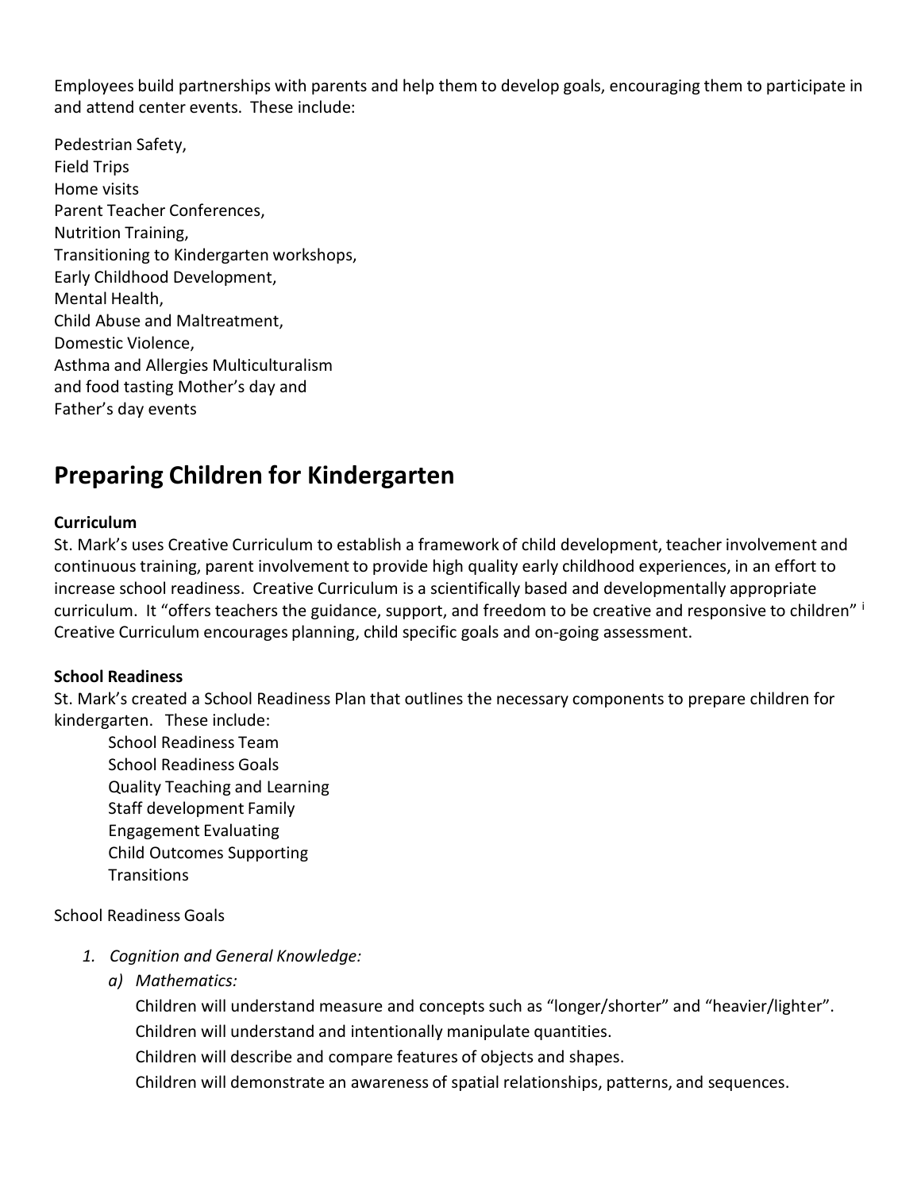Employees build partnerships with parents and help them to develop goals, encouraging them to participate in and attend center events. These include:

Pedestrian Safety,
Field Trips
Home visits
Parent Teacher Conferences,
Nutrition Training,
Transitioning to Kindergarten workshops,
Early Childhood Development,
Mental Health,
Child Abuse and Maltreatment,
Domestic Violence,
Asthma and Allergies Multiculturalism
and food tasting Mother's day and
Father's day events

## Preparing Children for Kindergarten

**Curriculum**

St. Mark's uses Creative Curriculum to establish a framework of child development, teacher involvement and continuous training, parent involvement to provide high quality early childhood experiences, in an effort to increase school readiness. Creative Curriculum is a scientifically based and developmentally appropriate curriculum. It "offers teachers the guidance, support, and freedom to be creative and responsive to children" [i] Creative Curriculum encourages planning, child specific goals and on-going assessment.

**School Readiness**

St. Mark's created a School Readiness Plan that outlines the necessary components to prepare children for kindergarten. These include:

School Readiness Team
School Readiness Goals
Quality Teaching and Learning
Staff development Family
Engagement Evaluating
Child Outcomes Supporting
Transitions

School Readiness Goals

1. *Cognition and General Knowledge:*
   a) *Mathematics:*
      Children will understand measure and concepts such as "longer/shorter" and "heavier/lighter".
      Children will understand and intentionally manipulate quantities.
      Children will describe and compare features of objects and shapes.
      Children will demonstrate an awareness of spatial relationships, patterns, and sequences.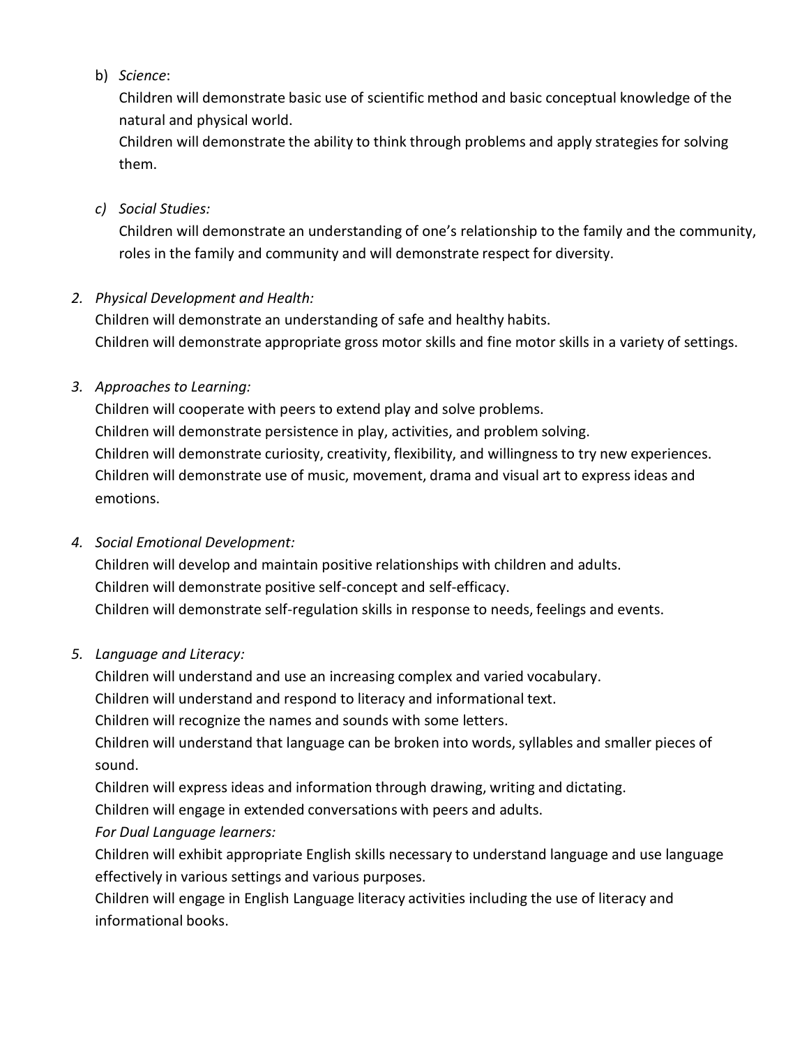b) *Science*:

   Children will demonstrate basic use of scientific method and basic conceptual knowledge of the natural and physical world.

   Children will demonstrate the ability to think through problems and apply strategies for solving them.

c) *Social Studies:*

   Children will demonstrate an understanding of one's relationship to the family and the community, roles in the family and community and will demonstrate respect for diversity.

2. *Physical Development and Health:*

   Children will demonstrate an understanding of safe and healthy habits.

   Children will demonstrate appropriate gross motor skills and fine motor skills in a variety of settings.

3. *Approaches to Learning:*

   Children will cooperate with peers to extend play and solve problems.

   Children will demonstrate persistence in play, activities, and problem solving.

   Children will demonstrate curiosity, creativity, flexibility, and willingness to try new experiences.

   Children will demonstrate use of music, movement, drama and visual art to express ideas and emotions.

4. *Social Emotional Development:*

   Children will develop and maintain positive relationships with children and adults.

   Children will demonstrate positive self-concept and self-efficacy.

   Children will demonstrate self-regulation skills in response to needs, feelings and events.

5. *Language and Literacy:*

   Children will understand and use an increasing complex and varied vocabulary.

   Children will understand and respond to literacy and informational text.

   Children will recognize the names and sounds with some letters.

   Children will understand that language can be broken into words, syllables and smaller pieces of sound.

   Children will express ideas and information through drawing, writing and dictating.

   Children will engage in extended conversations with peers and adults.

   *For Dual Language learners:*

   Children will exhibit appropriate English skills necessary to understand language and use language effectively in various settings and various purposes.

   Children will engage in English Language literacy activities including the use of literacy and informational books.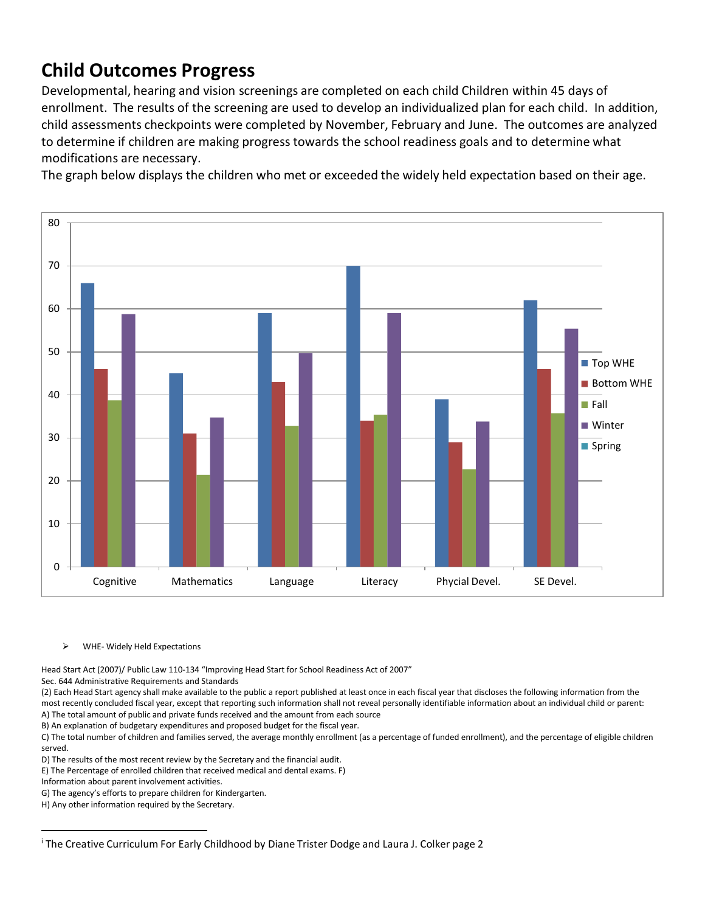## Child Outcomes Progress

Developmental, hearing and vision screenings are completed on each child Children within 45 days of enrollment. The results of the screening are used to develop an individualized plan for each child. In addition, child assessments checkpoints were completed by November, February and June. The outcomes are analyzed to determine if children are making progress towards the school readiness goals and to determine what modifications are necessary.

The graph below displays the children who met or exceeded the widely held expectation based on their age.

80
70
60
50
40
30
20
10
0

Cognitive
Mathematics
Language
Literacy
Phycial Devel.
SE Devel.

Top WHE
Bottom WHE
Fall
Winter
Spring

- WHE- Widely Held Expectations

Head Start Act (2007)/ Public Law 110-134 “Improving Head Start for School Readiness Act of 2007”
Sec. 644 Administrative Requirements and Standards
(2) Each Head Start agency shall make available to the public a report published at least once in each fiscal year that discloses the following information from the most recently concluded fiscal year, except that reporting such information shall not reveal personally identifiable information about an individual child or parent:
A) The total amount of public and private funds received and the amount from each source
B) An explanation of budgetary expenditures and proposed budget for the fiscal year.
C) The total number of children and families served, the average monthly enrollment (as a percentage of funded enrollment), and the percentage of eligible children served.
D) The results of the most recent review by the Secretary and the financial audit.
E) The Percentage of enrolled children that received medical and dental exams. F) Information about parent involvement activities.
G) The agency’s efforts to prepare children for Kindergarten.
H) Any other information required by the Secretary.

---

[i] The Creative Curriculum For Early Childhood by Diane Trister Dodge and Laura J. Colker page 2